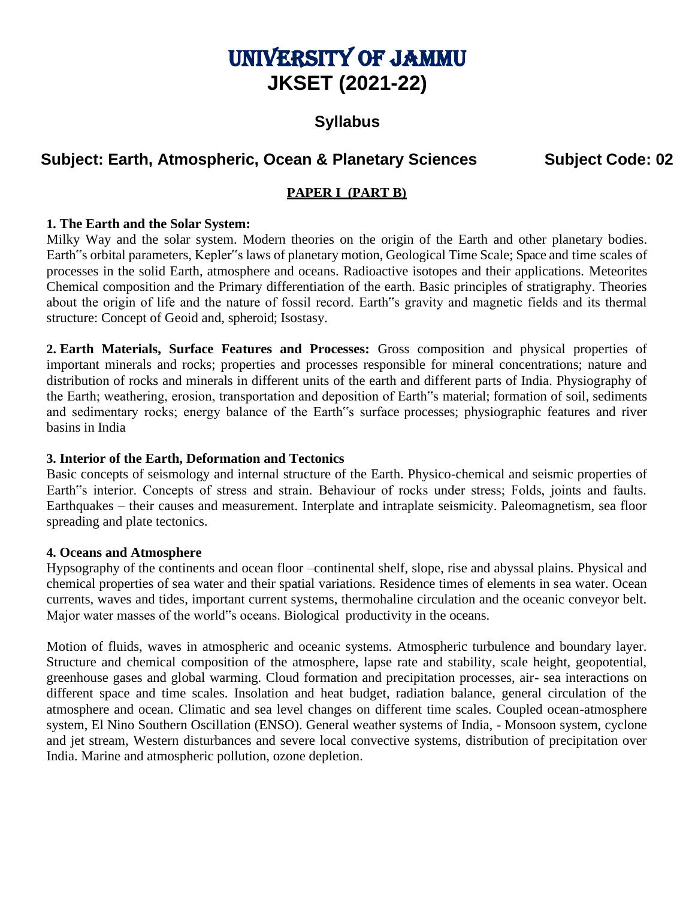# UNIVERSITY OF JAMMU

# JKSET (2021-22)

## Syllabus

## Subject: Earth, Atmospheric, Ocean & Planetary Sciences Subject Code: 02

### PAPER I (PART B)

**1. The Earth and the Solar System:**
Milky Way and the solar system. Modern theories on the origin of the Earth and other planetary bodies. Earth"s orbital parameters, Kepler"s laws of planetary motion, Geological Time Scale; Space and time scales of processes in the solid Earth, atmosphere and oceans. Radioactive isotopes and their applications. Meteorites Chemical composition and the Primary differentiation of the earth. Basic principles of stratigraphy. Theories about the origin of life and the nature of fossil record. Earth"s gravity and magnetic fields and its thermal structure: Concept of Geoid and, spheroid; Isostasy.

**2. Earth Materials, Surface Features and Processes:** Gross composition and physical properties of important minerals and rocks; properties and processes responsible for mineral concentrations; nature and distribution of rocks and minerals in different units of the earth and different parts of India. Physiography of the Earth; weathering, erosion, transportation and deposition of Earth"s material; formation of soil, sediments and sedimentary rocks; energy balance of the Earth"s surface processes; physiographic features and river basins in India

**3. Interior of the Earth, Deformation and Tectonics**
Basic concepts of seismology and internal structure of the Earth. Physico-chemical and seismic properties of Earth"s interior. Concepts of stress and strain. Behaviour of rocks under stress; Folds, joints and faults. Earthquakes – their causes and measurement. Interplate and intraplate seismicity. Paleomagnetism, sea floor spreading and plate tectonics.

**4. Oceans and Atmosphere**
Hypsography of the continents and ocean floor –continental shelf, slope, rise and abyssal plains. Physical and chemical properties of sea water and their spatial variations. Residence times of elements in sea water. Ocean currents, waves and tides, important current systems, thermohaline circulation and the oceanic conveyor belt. Major water masses of the world"s oceans. Biological productivity in the oceans.

Motion of fluids, waves in atmospheric and oceanic systems. Atmospheric turbulence and boundary layer. Structure and chemical composition of the atmosphere, lapse rate and stability, scale height, geopotential, greenhouse gases and global warming. Cloud formation and precipitation processes, air- sea interactions on different space and time scales. Insolation and heat budget, radiation balance, general circulation of the atmosphere and ocean. Climatic and sea level changes on different time scales. Coupled ocean-atmosphere system, El Nino Southern Oscillation (ENSO). General weather systems of India, - Monsoon system, cyclone and jet stream, Western disturbances and severe local convective systems, distribution of precipitation over India. Marine and atmospheric pollution, ozone depletion.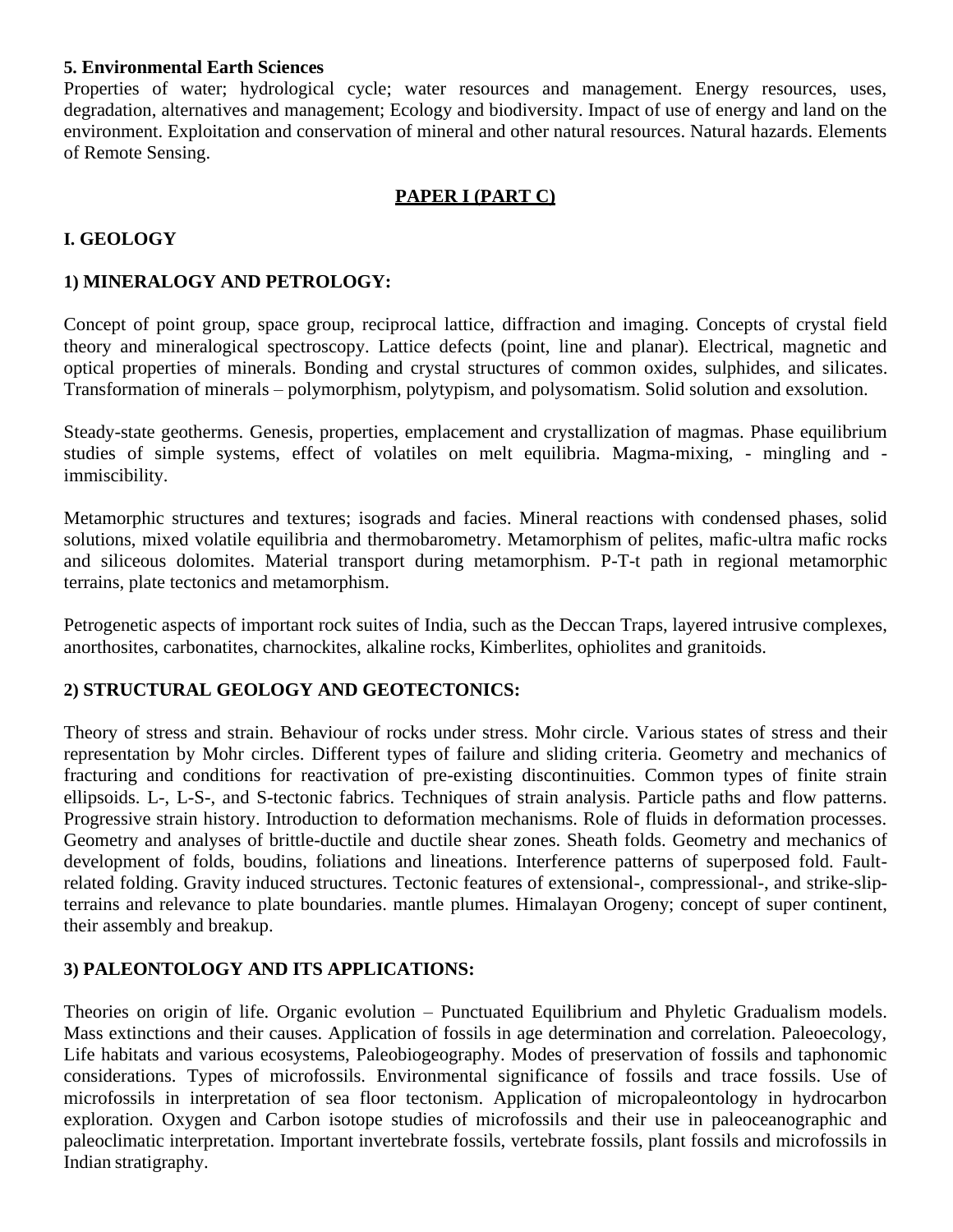**5. Environmental Earth Sciences**

Properties of water; hydrological cycle; water resources and management. Energy resources, uses, degradation, alternatives and management; Ecology and biodiversity. Impact of use of energy and land on the environment. Exploitation and conservation of mineral and other natural resources. Natural hazards. Elements of Remote Sensing.

## PAPER I (PART C)

### I. GEOLOGY

#### 1) MINERALOGY AND PETROLOGY:

Concept of point group, space group, reciprocal lattice, diffraction and imaging. Concepts of crystal field theory and mineralogical spectroscopy. Lattice defects (point, line and planar). Electrical, magnetic and optical properties of minerals. Bonding and crystal structures of common oxides, sulphides, and silicates. Transformation of minerals – polymorphism, polytypism, and polysomatism. Solid solution and exsolution.

Steady-state geotherms. Genesis, properties, emplacement and crystallization of magmas. Phase equilibrium studies of simple systems, effect of volatiles on melt equilibria. Magma-mixing, - mingling and - immiscibility.

Metamorphic structures and textures; isograds and facies. Mineral reactions with condensed phases, solid solutions, mixed volatile equilibria and thermobarometry. Metamorphism of pelites, mafic-ultra mafic rocks and siliceous dolomites. Material transport during metamorphism. P-T-t path in regional metamorphic terrains, plate tectonics and metamorphism.

Petrogenetic aspects of important rock suites of India, such as the Deccan Traps, layered intrusive complexes, anorthosites, carbonatites, charnockites, alkaline rocks, Kimberlites, ophiolites and granitoids.

#### 2) STRUCTURAL GEOLOGY AND GEOTECTONICS:

Theory of stress and strain. Behaviour of rocks under stress. Mohr circle. Various states of stress and their representation by Mohr circles. Different types of failure and sliding criteria. Geometry and mechanics of fracturing and conditions for reactivation of pre-existing discontinuities. Common types of finite strain ellipsoids. L-, L-S-, and S-tectonic fabrics. Techniques of strain analysis. Particle paths and flow patterns. Progressive strain history. Introduction to deformation mechanisms. Role of fluids in deformation processes. Geometry and analyses of brittle-ductile and ductile shear zones. Sheath folds. Geometry and mechanics of development of folds, boudins, foliations and lineations. Interference patterns of superposed fold. Fault-related folding. Gravity induced structures. Tectonic features of extensional-, compressional-, and strike-slip-terrains and relevance to plate boundaries. mantle plumes. Himalayan Orogeny; concept of super continent, their assembly and breakup.

#### 3) PALEONTOLOGY AND ITS APPLICATIONS:

Theories on origin of life. Organic evolution – Punctuated Equilibrium and Phyletic Gradualism models. Mass extinctions and their causes. Application of fossils in age determination and correlation. Paleoecology, Life habitats and various ecosystems, Paleobiogeography. Modes of preservation of fossils and taphonomic considerations. Types of microfossils. Environmental significance of fossils and trace fossils. Use of microfossils in interpretation of sea floor tectonism. Application of micropaleontology in hydrocarbon exploration. Oxygen and Carbon isotope studies of microfossils and their use in paleoceanographic and paleoclimatic interpretation. Important invertebrate fossils, vertebrate fossils, plant fossils and microfossils in Indian stratigraphy.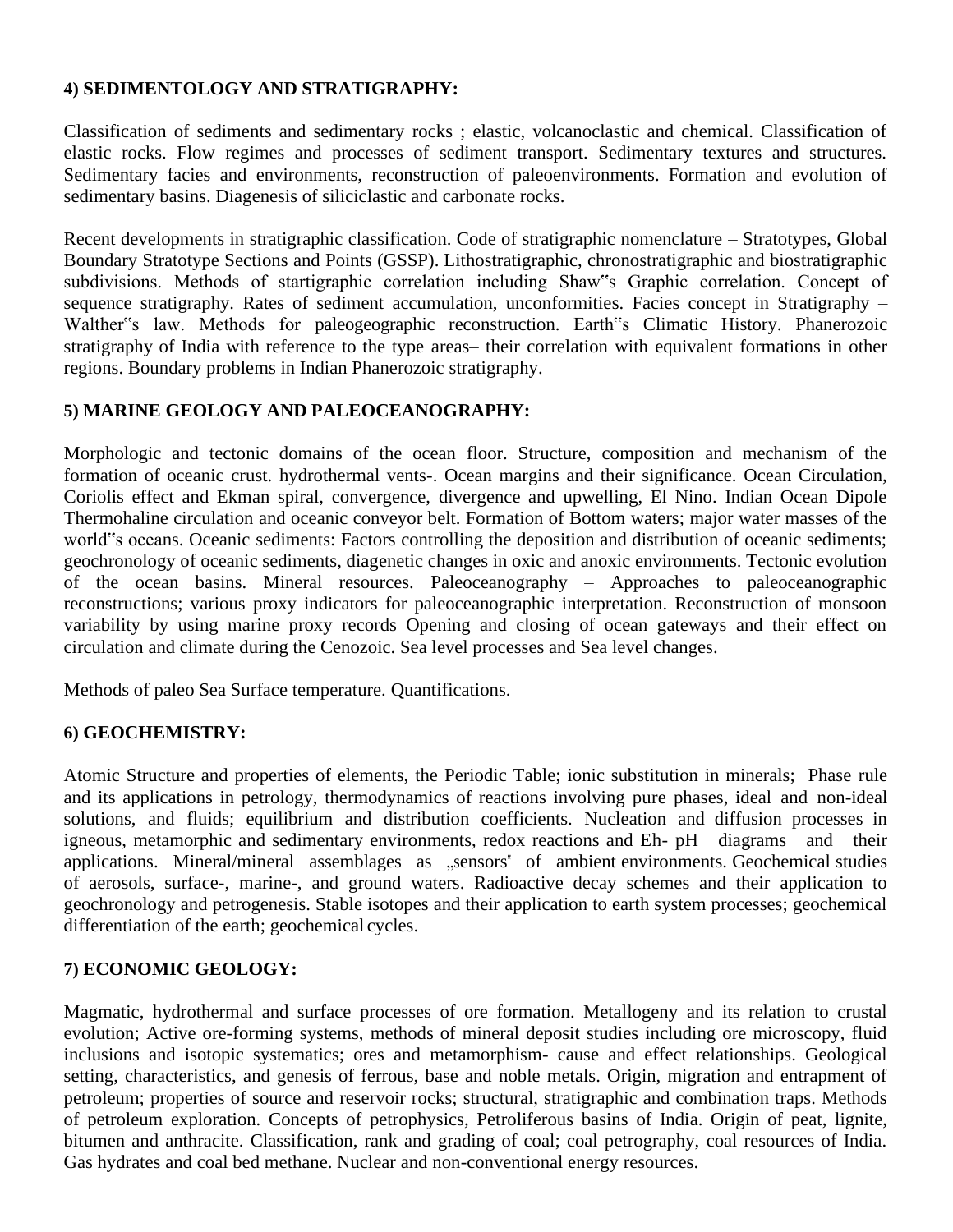### 4) SEDIMENTOLOGY AND STRATIGRAPHY:

Classification of sediments and sedimentary rocks ; elastic, volcanoclastic and chemical. Classification of elastic rocks. Flow regimes and processes of sediment transport. Sedimentary textures and structures. Sedimentary facies and environments, reconstruction of paleoenvironments. Formation and evolution of sedimentary basins. Diagenesis of siliciclastic and carbonate rocks.

Recent developments in stratigraphic classification. Code of stratigraphic nomenclature – Stratotypes, Global Boundary Stratotype Sections and Points (GSSP). Lithostratigraphic, chronostratigraphic and biostratigraphic subdivisions. Methods of startigraphic correlation including Shaw"s Graphic correlation. Concept of sequence stratigraphy. Rates of sediment accumulation, unconformities. Facies concept in Stratigraphy – Walther"s law. Methods for paleogeographic reconstruction. Earth"s Climatic History. Phanerozoic stratigraphy of India with reference to the type areas– their correlation with equivalent formations in other regions. Boundary problems in Indian Phanerozoic stratigraphy.

### 5) MARINE GEOLOGY AND PALEOCEANOGRAPHY:

Morphologic and tectonic domains of the ocean floor. Structure, composition and mechanism of the formation of oceanic crust. hydrothermal vents-. Ocean margins and their significance. Ocean Circulation, Coriolis effect and Ekman spiral, convergence, divergence and upwelling, El Nino. Indian Ocean Dipole Thermohaline circulation and oceanic conveyor belt. Formation of Bottom waters; major water masses of the world"s oceans. Oceanic sediments: Factors controlling the deposition and distribution of oceanic sediments; geochronology of oceanic sediments, diagenetic changes in oxic and anoxic environments. Tectonic evolution of the ocean basins. Mineral resources. Paleoceanography – Approaches to paleoceanographic reconstructions; various proxy indicators for paleoceanographic interpretation. Reconstruction of monsoon variability by using marine proxy records Opening and closing of ocean gateways and their effect on circulation and climate during the Cenozoic. Sea level processes and Sea level changes.

Methods of paleo Sea Surface temperature. Quantifications.

### 6) GEOCHEMISTRY:

Atomic Structure and properties of elements, the Periodic Table; ionic substitution in minerals; Phase rule and its applications in petrology, thermodynamics of reactions involving pure phases, ideal and non-ideal solutions, and fluids; equilibrium and distribution coefficients. Nucleation and diffusion processes in igneous, metamorphic and sedimentary environments, redox reactions and Eh- pH diagrams and their applications. Mineral/mineral assemblages as „sensors" of ambient environments. Geochemical studies of aerosols, surface-, marine-, and ground waters. Radioactive decay schemes and their application to geochronology and petrogenesis. Stable isotopes and their application to earth system processes; geochemical differentiation of the earth; geochemical cycles.

### 7) ECONOMIC GEOLOGY:

Magmatic, hydrothermal and surface processes of ore formation. Metallogeny and its relation to crustal evolution; Active ore-forming systems, methods of mineral deposit studies including ore microscopy, fluid inclusions and isotopic systematics; ores and metamorphism- cause and effect relationships. Geological setting, characteristics, and genesis of ferrous, base and noble metals. Origin, migration and entrapment of petroleum; properties of source and reservoir rocks; structural, stratigraphic and combination traps. Methods of petroleum exploration. Concepts of petrophysics, Petroliferous basins of India. Origin of peat, lignite, bitumen and anthracite. Classification, rank and grading of coal; coal petrography, coal resources of India. Gas hydrates and coal bed methane. Nuclear and non-conventional energy resources.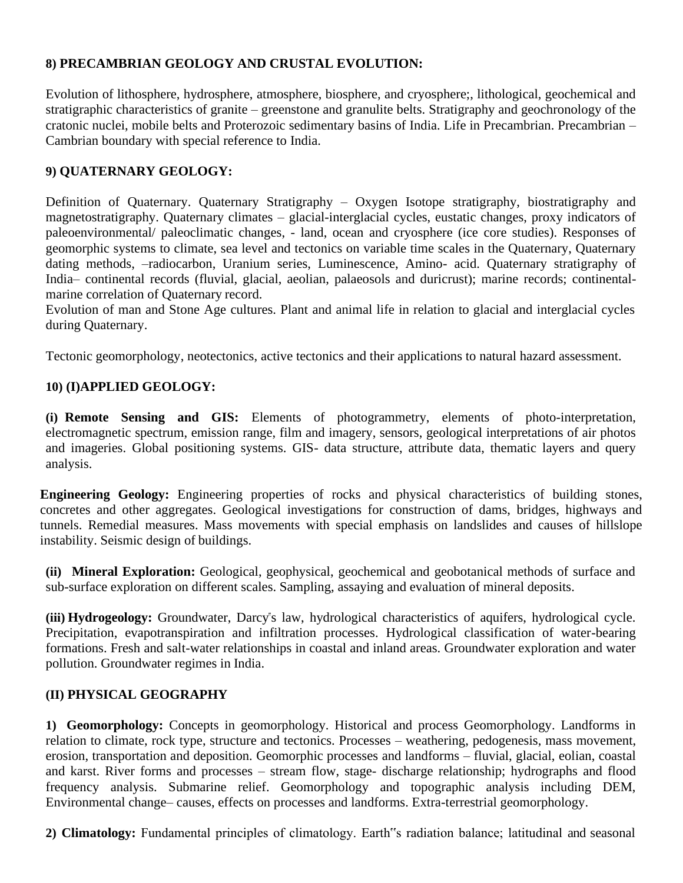**8) PRECAMBRIAN GEOLOGY AND CRUSTAL EVOLUTION:**

Evolution of lithosphere, hydrosphere, atmosphere, biosphere, and cryosphere;, lithological, geochemical and stratigraphic characteristics of granite – greenstone and granulite belts. Stratigraphy and geochronology of the cratonic nuclei, mobile belts and Proterozoic sedimentary basins of India. Life in Precambrian. Precambrian – Cambrian boundary with special reference to India.

**9) QUATERNARY GEOLOGY:**

Definition of Quaternary. Quaternary Stratigraphy – Oxygen Isotope stratigraphy, biostratigraphy and magnetostratigraphy. Quaternary climates – glacial-interglacial cycles, eustatic changes, proxy indicators of paleoenvironmental/ paleoclimatic changes, - land, ocean and cryosphere (ice core studies). Responses of geomorphic systems to climate, sea level and tectonics on variable time scales in the Quaternary, Quaternary dating methods, –radiocarbon, Uranium series, Luminescence, Amino- acid. Quaternary stratigraphy of India– continental records (fluvial, glacial, aeolian, palaeosols and duricrust); marine records; continental-marine correlation of Quaternary record.
Evolution of man and Stone Age cultures. Plant and animal life in relation to glacial and interglacial cycles during Quaternary.

Tectonic geomorphology, neotectonics, active tectonics and their applications to natural hazard assessment.

**10) (I)APPLIED GEOLOGY:**

**(i) Remote Sensing and GIS:** Elements of photogrammetry, elements of photo-interpretation, electromagnetic spectrum, emission range, film and imagery, sensors, geological interpretations of air photos and imageries. Global positioning systems. GIS- data structure, attribute data, thematic layers and query analysis.

**Engineering Geology:** Engineering properties of rocks and physical characteristics of building stones, concretes and other aggregates. Geological investigations for construction of dams, bridges, highways and tunnels. Remedial measures. Mass movements with special emphasis on landslides and causes of hillslope instability. Seismic design of buildings.

**(ii) Mineral Exploration:** Geological, geophysical, geochemical and geobotanical methods of surface and sub-surface exploration on different scales. Sampling, assaying and evaluation of mineral deposits.

**(iii) Hydrogeology:** Groundwater, Darcy"s law, hydrological characteristics of aquifers, hydrological cycle. Precipitation, evapotranspiration and infiltration processes. Hydrological classification of water-bearing formations. Fresh and salt-water relationships in coastal and inland areas. Groundwater exploration and water pollution. Groundwater regimes in India.

**(II) PHYSICAL GEOGRAPHY**

**1) Geomorphology:** Concepts in geomorphology. Historical and process Geomorphology. Landforms in relation to climate, rock type, structure and tectonics. Processes – weathering, pedogenesis, mass movement, erosion, transportation and deposition. Geomorphic processes and landforms – fluvial, glacial, eolian, coastal and karst. River forms and processes – stream flow, stage- discharge relationship; hydrographs and flood frequency analysis. Submarine relief. Geomorphology and topographic analysis including DEM, Environmental change– causes, effects on processes and landforms. Extra-terrestrial geomorphology.

**2) Climatology:** Fundamental principles of climatology. Earth"s radiation balance; latitudinal and seasonal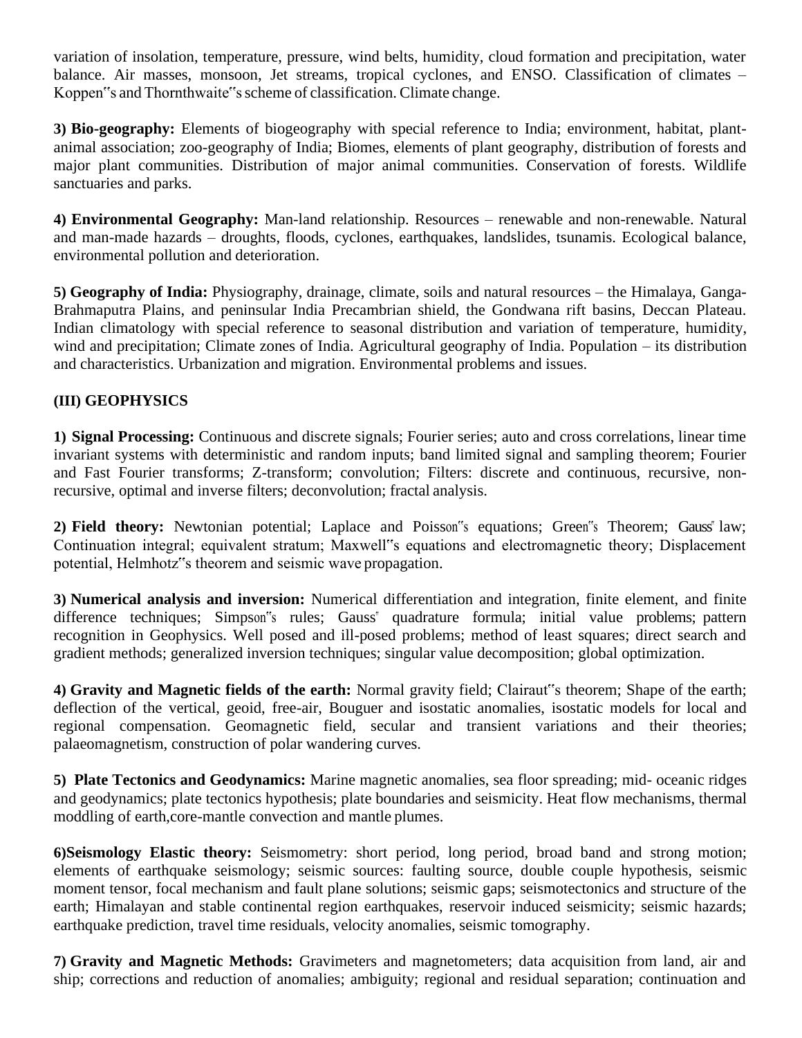variation of insolation, temperature, pressure, wind belts, humidity, cloud formation and precipitation, water balance. Air masses, monsoon, Jet streams, tropical cyclones, and ENSO. Classification of climates – Koppen"s and Thornthwaite"s scheme of classification. Climate change.

**3) Bio-geography:** Elements of biogeography with special reference to India; environment, habitat, plant-animal association; zoo-geography of India; Biomes, elements of plant geography, distribution of forests and major plant communities. Distribution of major animal communities. Conservation of forests. Wildlife sanctuaries and parks.

**4) Environmental Geography:** Man-land relationship. Resources – renewable and non-renewable. Natural and man-made hazards – droughts, floods, cyclones, earthquakes, landslides, tsunamis. Ecological balance, environmental pollution and deterioration.

**5) Geography of India:** Physiography, drainage, climate, soils and natural resources – the Himalaya, Ganga-Brahmaputra Plains, and peninsular India Precambrian shield, the Gondwana rift basins, Deccan Plateau. Indian climatology with special reference to seasonal distribution and variation of temperature, humidity, wind and precipitation; Climate zones of India. Agricultural geography of India. Population – its distribution and characteristics. Urbanization and migration. Environmental problems and issues.

## (III) GEOPHYSICS

**1) Signal Processing:** Continuous and discrete signals; Fourier series; auto and cross correlations, linear time invariant systems with deterministic and random inputs; band limited signal and sampling theorem; Fourier and Fast Fourier transforms; Z-transform; convolution; Filters: discrete and continuous, recursive, non-recursive, optimal and inverse filters; deconvolution; fractal analysis.

**2) Field theory:** Newtonian potential; Laplace and Poisson"s equations; Green"s Theorem; Gauss" law; Continuation integral; equivalent stratum; Maxwell"s equations and electromagnetic theory; Displacement potential, Helmhotz"s theorem and seismic wave propagation.

**3) Numerical analysis and inversion:** Numerical differentiation and integration, finite element, and finite difference techniques; Simpson"s rules; Gauss" quadrature formula; initial value problems; pattern recognition in Geophysics. Well posed and ill-posed problems; method of least squares; direct search and gradient methods; generalized inversion techniques; singular value decomposition; global optimization.

**4) Gravity and Magnetic fields of the earth:** Normal gravity field; Clairaut"s theorem; Shape of the earth; deflection of the vertical, geoid, free-air, Bouguer and isostatic anomalies, isostatic models for local and regional compensation. Geomagnetic field, secular and transient variations and their theories; palaeomagnetism, construction of polar wandering curves.

**5) Plate Tectonics and Geodynamics:** Marine magnetic anomalies, sea floor spreading; mid- oceanic ridges and geodynamics; plate tectonics hypothesis; plate boundaries and seismicity. Heat flow mechanisms, thermal moddling of earth,core-mantle convection and mantle plumes.

**6)Seismology Elastic theory:** Seismometry: short period, long period, broad band and strong motion; elements of earthquake seismology; seismic sources: faulting source, double couple hypothesis, seismic moment tensor, focal mechanism and fault plane solutions; seismic gaps; seismotectonics and structure of the earth; Himalayan and stable continental region earthquakes, reservoir induced seismicity; seismic hazards; earthquake prediction, travel time residuals, velocity anomalies, seismic tomography.

**7) Gravity and Magnetic Methods:** Gravimeters and magnetometers; data acquisition from land, air and ship; corrections and reduction of anomalies; ambiguity; regional and residual separation; continuation and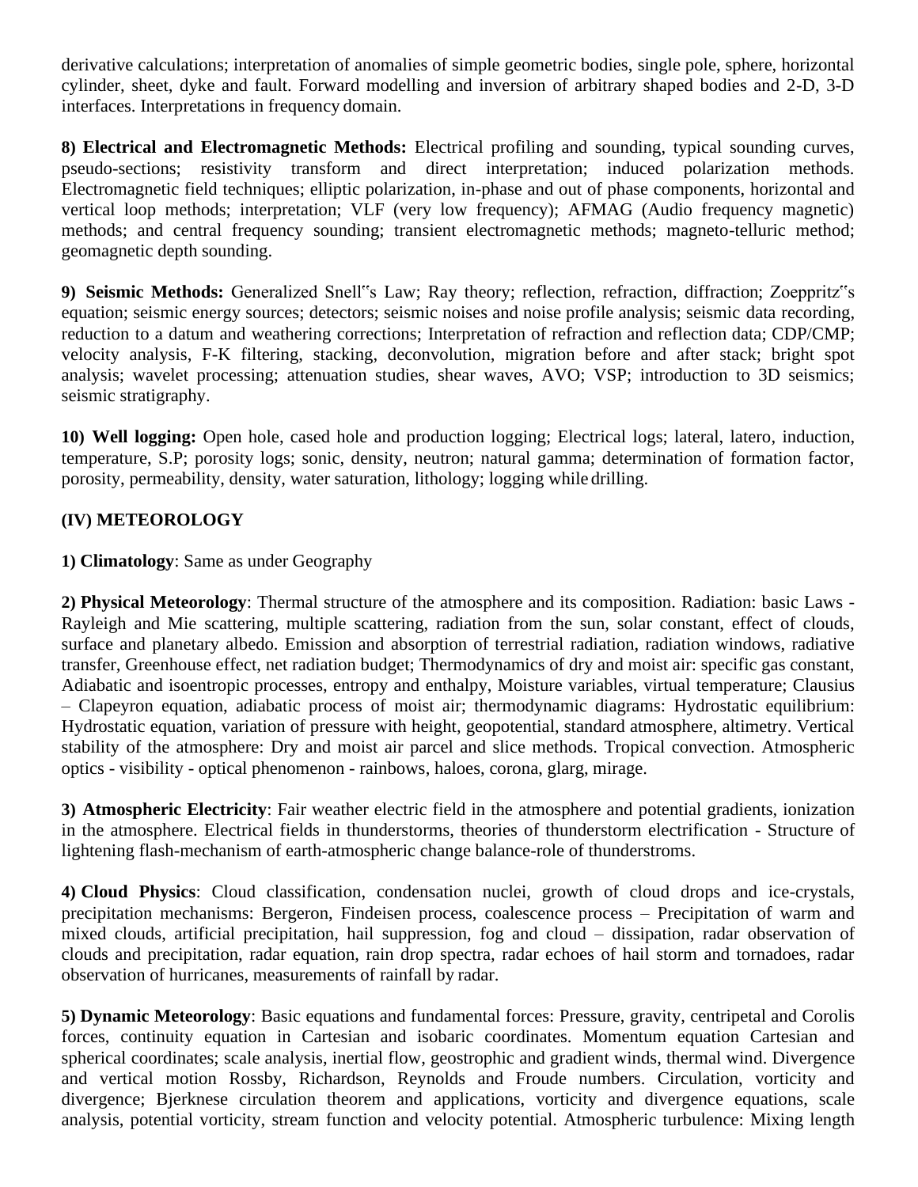derivative calculations; interpretation of anomalies of simple geometric bodies, single pole, sphere, horizontal cylinder, sheet, dyke and fault. Forward modelling and inversion of arbitrary shaped bodies and 2-D, 3-D interfaces. Interpretations in frequency domain.

**8) Electrical and Electromagnetic Methods:** Electrical profiling and sounding, typical sounding curves, pseudo-sections; resistivity transform and direct interpretation; induced polarization methods. Electromagnetic field techniques; elliptic polarization, in-phase and out of phase components, horizontal and vertical loop methods; interpretation; VLF (very low frequency); AFMAG (Audio frequency magnetic) methods; and central frequency sounding; transient electromagnetic methods; magneto-telluric method; geomagnetic depth sounding.

**9) Seismic Methods:** Generalized Snell‟s Law; Ray theory; reflection, refraction, diffraction; Zoeppritz‟s equation; seismic energy sources; detectors; seismic noises and noise profile analysis; seismic data recording, reduction to a datum and weathering corrections; Interpretation of refraction and reflection data; CDP/CMP; velocity analysis, F-K filtering, stacking, deconvolution, migration before and after stack; bright spot analysis; wavelet processing; attenuation studies, shear waves, AVO; VSP; introduction to 3D seismics; seismic stratigraphy.

**10) Well logging:** Open hole, cased hole and production logging; Electrical logs; lateral, latero, induction, temperature, S.P; porosity logs; sonic, density, neutron; natural gamma; determination of formation factor, porosity, permeability, density, water saturation, lithology; logging while drilling.

**(IV) METEOROLOGY**

**1) Climatology**: Same as under Geography

**2) Physical Meteorology**: Thermal structure of the atmosphere and its composition. Radiation: basic Laws - Rayleigh and Mie scattering, multiple scattering, radiation from the sun, solar constant, effect of clouds, surface and planetary albedo. Emission and absorption of terrestrial radiation, radiation windows, radiative transfer, Greenhouse effect, net radiation budget; Thermodynamics of dry and moist air: specific gas constant, Adiabatic and isoentropic processes, entropy and enthalpy, Moisture variables, virtual temperature; Clausius – Clapeyron equation, adiabatic process of moist air; thermodynamic diagrams: Hydrostatic equilibrium: Hydrostatic equation, variation of pressure with height, geopotential, standard atmosphere, altimetry. Vertical stability of the atmosphere: Dry and moist air parcel and slice methods. Tropical convection. Atmospheric optics - visibility - optical phenomenon - rainbows, haloes, corona, glarg, mirage.

**3) Atmospheric Electricity**: Fair weather electric field in the atmosphere and potential gradients, ionization in the atmosphere. Electrical fields in thunderstorms, theories of thunderstorm electrification - Structure of lightening flash-mechanism of earth-atmospheric change balance-role of thunderstroms.

**4) Cloud Physics**: Cloud classification, condensation nuclei, growth of cloud drops and ice-crystals, precipitation mechanisms: Bergeron, Findeisen process, coalescence process – Precipitation of warm and mixed clouds, artificial precipitation, hail suppression, fog and cloud – dissipation, radar observation of clouds and precipitation, radar equation, rain drop spectra, radar echoes of hail storm and tornadoes, radar observation of hurricanes, measurements of rainfall by radar.

**5) Dynamic Meteorology**: Basic equations and fundamental forces: Pressure, gravity, centripetal and Corolis forces, continuity equation in Cartesian and isobaric coordinates. Momentum equation Cartesian and spherical coordinates; scale analysis, inertial flow, geostrophic and gradient winds, thermal wind. Divergence and vertical motion Rossby, Richardson, Reynolds and Froude numbers. Circulation, vorticity and divergence; Bjerknese circulation theorem and applications, vorticity and divergence equations, scale analysis, potential vorticity, stream function and velocity potential. Atmospheric turbulence: Mixing length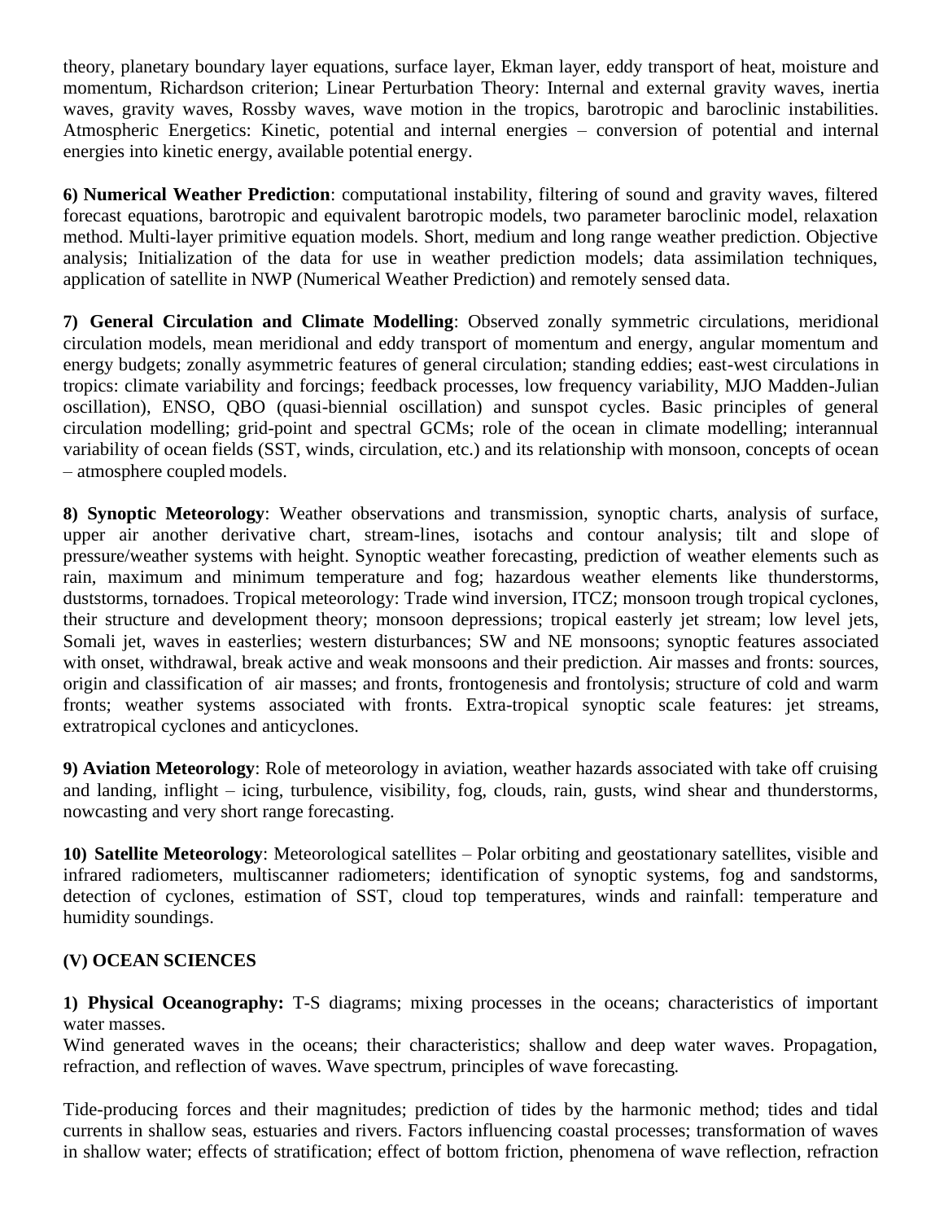theory, planetary boundary layer equations, surface layer, Ekman layer, eddy transport of heat, moisture and momentum, Richardson criterion; Linear Perturbation Theory: Internal and external gravity waves, inertia waves, gravity waves, Rossby waves, wave motion in the tropics, barotropic and baroclinic instabilities. Atmospheric Energetics: Kinetic, potential and internal energies – conversion of potential and internal energies into kinetic energy, available potential energy.

**6) Numerical Weather Prediction**: computational instability, filtering of sound and gravity waves, filtered forecast equations, barotropic and equivalent barotropic models, two parameter baroclinic model, relaxation method. Multi-layer primitive equation models. Short, medium and long range weather prediction. Objective analysis; Initialization of the data for use in weather prediction models; data assimilation techniques, application of satellite in NWP (Numerical Weather Prediction) and remotely sensed data.

**7) General Circulation and Climate Modelling**: Observed zonally symmetric circulations, meridional circulation models, mean meridional and eddy transport of momentum and energy, angular momentum and energy budgets; zonally asymmetric features of general circulation; standing eddies; east-west circulations in tropics: climate variability and forcings; feedback processes, low frequency variability, MJO Madden-Julian oscillation), ENSO, QBO (quasi-biennial oscillation) and sunspot cycles. Basic principles of general circulation modelling; grid-point and spectral GCMs; role of the ocean in climate modelling; interannual variability of ocean fields (SST, winds, circulation, etc.) and its relationship with monsoon, concepts of ocean – atmosphere coupled models.

**8) Synoptic Meteorology**: Weather observations and transmission, synoptic charts, analysis of surface, upper air another derivative chart, stream-lines, isotachs and contour analysis; tilt and slope of pressure/weather systems with height. Synoptic weather forecasting, prediction of weather elements such as rain, maximum and minimum temperature and fog; hazardous weather elements like thunderstorms, duststorms, tornadoes. Tropical meteorology: Trade wind inversion, ITCZ; monsoon trough tropical cyclones, their structure and development theory; monsoon depressions; tropical easterly jet stream; low level jets, Somali jet, waves in easterlies; western disturbances; SW and NE monsoons; synoptic features associated with onset, withdrawal, break active and weak monsoons and their prediction. Air masses and fronts: sources, origin and classification of air masses; and fronts, frontogenesis and frontolysis; structure of cold and warm fronts; weather systems associated with fronts. Extra-tropical synoptic scale features: jet streams, extratropical cyclones and anticyclones.

**9) Aviation Meteorology**: Role of meteorology in aviation, weather hazards associated with take off cruising and landing, inflight – icing, turbulence, visibility, fog, clouds, rain, gusts, wind shear and thunderstorms, nowcasting and very short range forecasting.

**10) Satellite Meteorology**: Meteorological satellites – Polar orbiting and geostationary satellites, visible and infrared radiometers, multiscanner radiometers; identification of synoptic systems, fog and sandstorms, detection of cyclones, estimation of SST, cloud top temperatures, winds and rainfall: temperature and humidity soundings.

**(V) OCEAN SCIENCES**

**1) Physical Oceanography:** T-S diagrams; mixing processes in the oceans; characteristics of important water masses.
Wind generated waves in the oceans; their characteristics; shallow and deep water waves. Propagation, refraction, and reflection of waves. Wave spectrum, principles of wave forecasting.

Tide-producing forces and their magnitudes; prediction of tides by the harmonic method; tides and tidal currents in shallow seas, estuaries and rivers. Factors influencing coastal processes; transformation of waves in shallow water; effects of stratification; effect of bottom friction, phenomena of wave reflection, refraction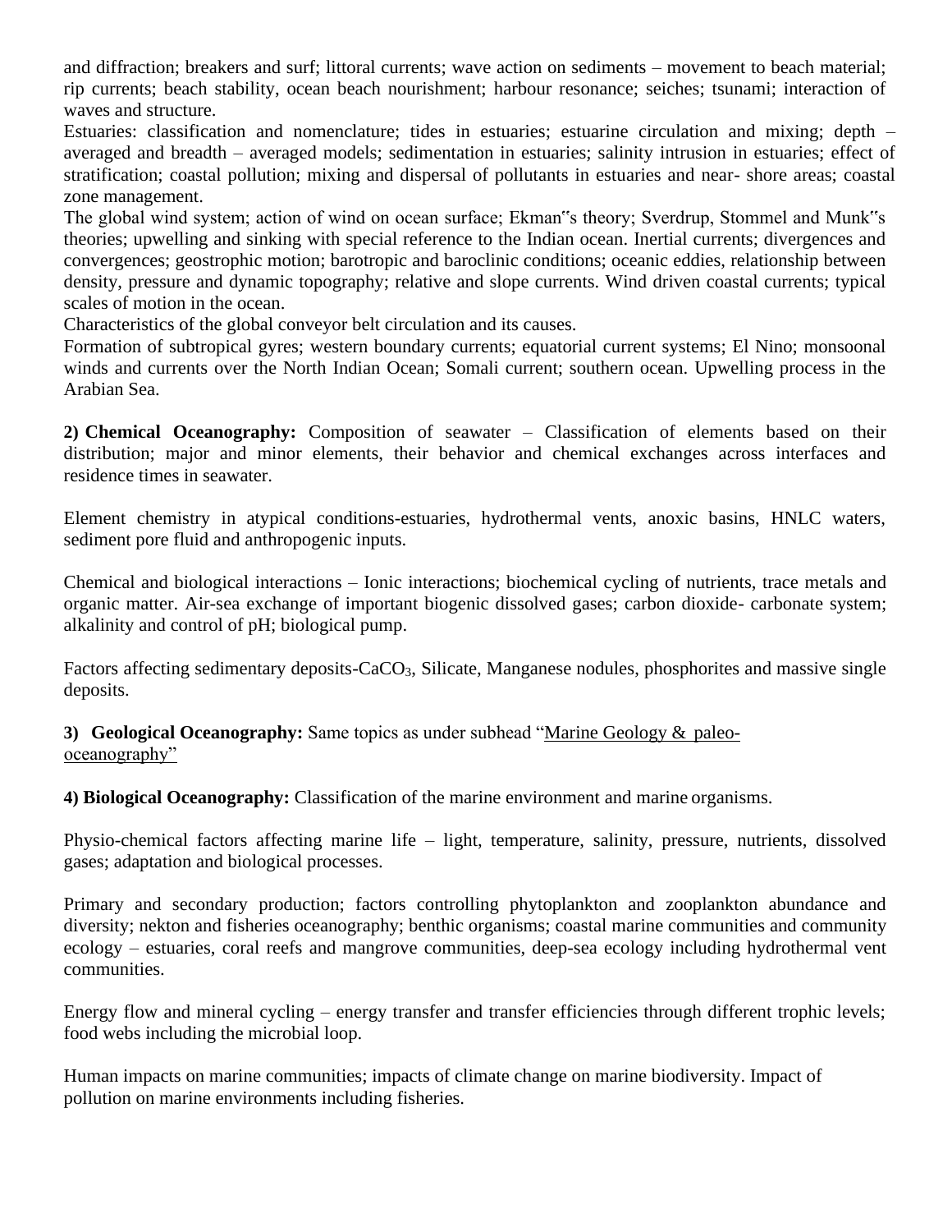and diffraction; breakers and surf; littoral currents; wave action on sediments – movement to beach material; rip currents; beach stability, ocean beach nourishment; harbour resonance; seiches; tsunami; interaction of waves and structure.

Estuaries: classification and nomenclature; tides in estuaries; estuarine circulation and mixing; depth – averaged and breadth – averaged models; sedimentation in estuaries; salinity intrusion in estuaries; effect of stratification; coastal pollution; mixing and dispersal of pollutants in estuaries and near- shore areas; coastal zone management.

The global wind system; action of wind on ocean surface; Ekman‟s theory; Sverdrup, Stommel and Munk‟s theories; upwelling and sinking with special reference to the Indian ocean. Inertial currents; divergences and convergences; geostrophic motion; barotropic and baroclinic conditions; oceanic eddies, relationship between density, pressure and dynamic topography; relative and slope currents. Wind driven coastal currents; typical scales of motion in the ocean.

Characteristics of the global conveyor belt circulation and its causes.

Formation of subtropical gyres; western boundary currents; equatorial current systems; El Nino; monsoonal winds and currents over the North Indian Ocean; Somali current; southern ocean. Upwelling process in the Arabian Sea.

**2) Chemical Oceanography:** Composition of seawater – Classification of elements based on their distribution; major and minor elements, their behavior and chemical exchanges across interfaces and residence times in seawater.

Element chemistry in atypical conditions-estuaries, hydrothermal vents, anoxic basins, HNLC waters, sediment pore fluid and anthropogenic inputs.

Chemical and biological interactions – Ionic interactions; biochemical cycling of nutrients, trace metals and organic matter. Air-sea exchange of important biogenic dissolved gases; carbon dioxide- carbonate system; alkalinity and control of pH; biological pump.

Factors affecting sedimentary deposits-$CaCO_3$, Silicate, Manganese nodules, phosphorites and massive single deposits.

**3) Geological Oceanography:** Same topics as under subhead "Marine Geology & paleo-oceanography"

**4) Biological Oceanography:** Classification of the marine environment and marine organisms.

Physio-chemical factors affecting marine life – light, temperature, salinity, pressure, nutrients, dissolved gases; adaptation and biological processes.

Primary and secondary production; factors controlling phytoplankton and zooplankton abundance and diversity; nekton and fisheries oceanography; benthic organisms; coastal marine communities and community ecology – estuaries, coral reefs and mangrove communities, deep-sea ecology including hydrothermal vent communities.

Energy flow and mineral cycling – energy transfer and transfer efficiencies through different trophic levels; food webs including the microbial loop.

Human impacts on marine communities; impacts of climate change on marine biodiversity. Impact of pollution on marine environments including fisheries.